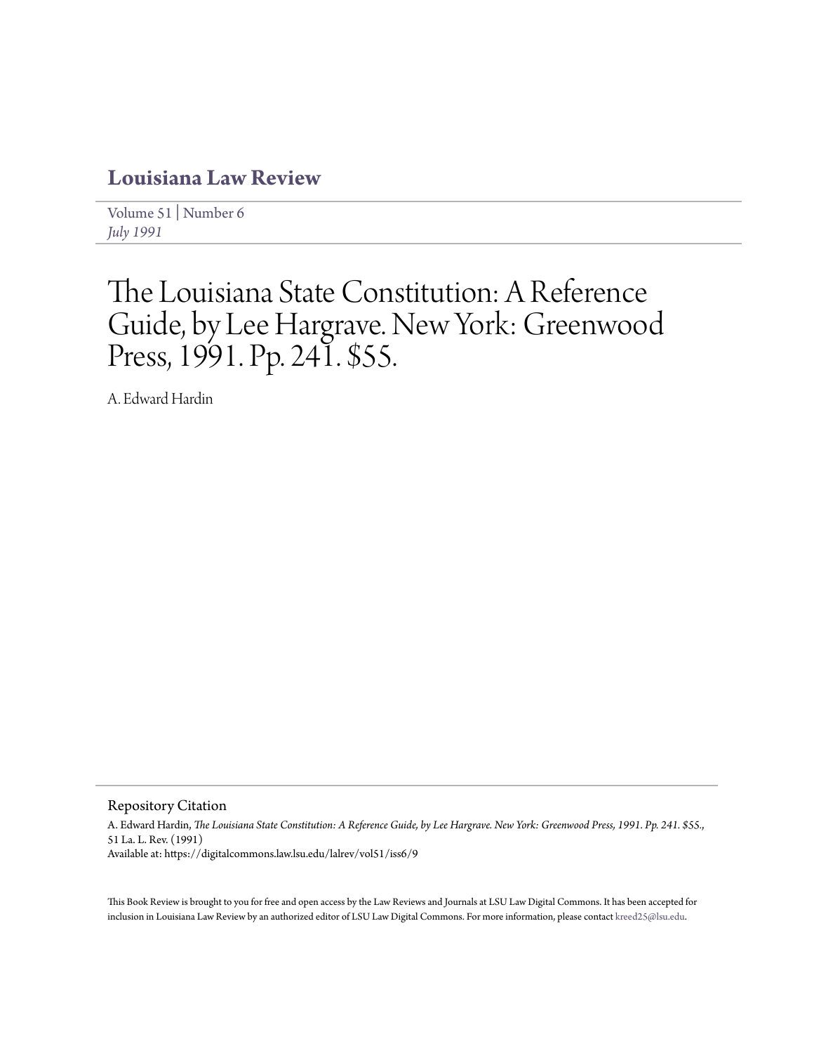# Louisiana Law Review

Volume 51 | Number 6
*July 1991*

# The Louisiana State Constitution: A Reference Guide, by Lee Hargrave. New York: Greenwood Press, 1991. Pp. 241. $55.

A. Edward Hardin

## Repository Citation

A. Edward Hardin, *The Louisiana State Constitution: A Reference Guide, by Lee Hargrave. New York: Greenwood Press, 1991. Pp. 241. $55.*, 51 La. L. Rev. (1991)
Available at: https://digitalcommons.law.lsu.edu/lalrev/vol51/iss6/9

This Book Review is brought to you for free and open access by the Law Reviews and Journals at LSU Law Digital Commons. It has been accepted for inclusion in Louisiana Law Review by an authorized editor of LSU Law Digital Commons. For more information, please contact kreed25@lsu.edu.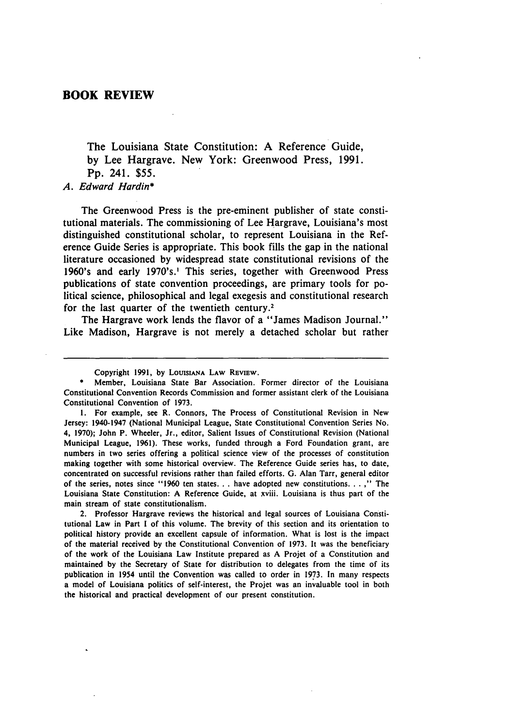# BOOK REVIEW

The Louisiana State Constitution: A Reference Guide, by Lee Hargrave. New York: Greenwood Press, 1991. Pp. 241. $55.

*A. Edward Hardin**

The Greenwood Press is the pre-eminent publisher of state constitutional materials. The commissioning of Lee Hargrave, Louisiana's most distinguished constitutional scholar, to represent Louisiana in the Reference Guide Series is appropriate. This book fills the gap in the national literature occasioned by widespread state constitutional revisions of the 1960's and early 1970's.[1] This series, together with Greenwood Press publications of state convention proceedings, are primary tools for political science, philosophical and legal exegesis and constitutional research for the last quarter of the twentieth century.[2]

The Hargrave work lends the flavor of a "James Madison Journal." Like Madison, Hargrave is not merely a detached scholar but rather

---

Copyright 1991, by LOUISIANA LAW REVIEW.

\* Member, Louisiana State Bar Association. Former director of the Louisiana Constitutional Convention Records Commission and former assistant clerk of the Louisiana Constitutional Convention of 1973.

1. For example, see R. Connors, The Process of Constitutional Revision in New Jersey: 1940-1947 (National Municipal League, State Constitutional Convention Series No. 4, 1970); John P. Wheeler, Jr., editor, Salient Issues of Constitutional Revision (National Municipal League, 1961). These works, funded through a Ford Foundation grant, are numbers in two series offering a political science view of the processes of constitution making together with some historical overview. The Reference Guide series has, to date, concentrated on successful revisions rather than failed efforts. G. Alan Tarr, general editor of the series, notes since "1960 ten states. . . have adopted new constitutions. . . ," The Louisiana State Constitution: A Reference Guide, at xviii. Louisiana is thus part of the main stream of state constitutionalism.

2. Professor Hargrave reviews the historical and legal sources of Louisiana Constitutional Law in Part I of this volume. The brevity of this section and its orientation to political history provide an excellent capsule of information. What is lost is the impact of the material received by the Constitutional Convention of 1973. It was the beneficiary of the work of the Louisiana Law Institute prepared as A Projet of a Constitution and maintained by the Secretary of State for distribution to delegates from the time of its publication in 1954 until the Convention was called to order in 1973. In many respects a model of Louisiana politics of self-interest, the Projet was an invaluable tool in both the historical and practical development of our present constitution.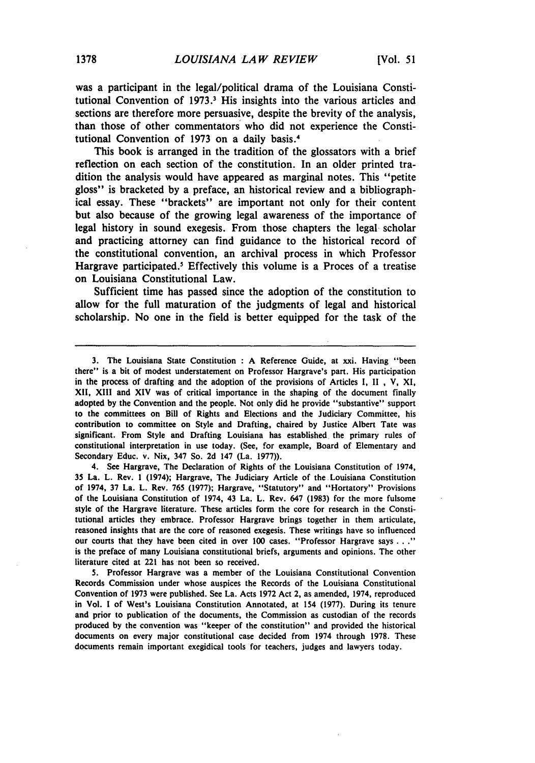was a participant in the legal/political drama of the Louisiana Constitutional Convention of 1973.[3] His insights into the various articles and sections are therefore more persuasive, despite the brevity of the analysis, than those of other commentators who did not experience the Constitutional Convention of 1973 on a daily basis.[4]

This book is arranged in the tradition of the glossators with a brief reflection on each section of the constitution. In an older printed tradition the analysis would have appeared as marginal notes. This "petite gloss" is bracketed by a preface, an historical review and a bibliographical essay. These "brackets" are important not only for their content but also because of the growing legal awareness of the importance of legal history in sound exegesis. From those chapters the legal scholar and practicing attorney can find guidance to the historical record of the constitutional convention, an archival process in which Professor Hargrave participated.[5] Effectively this volume is a Proces of a treatise on Louisiana Constitutional Law.

Sufficient time has passed since the adoption of the constitution to allow for the full maturation of the judgments of legal and historical scholarship. No one in the field is better equipped for the task of the

---

3. The Louisiana State Constitution : A Reference Guide, at xxi. Having "been there" is a bit of modest understatement on Professor Hargrave's part. His participation in the process of drafting and the adoption of the provisions of Articles I, II , V, XI, XII, XIII and XIV was of critical importance in the shaping of the document finally adopted by the Convention and the people. Not only did he provide "substantive" support to the committees on Bill of Rights and Elections and the Judiciary Committee, his contribution to committee on Style and Drafting, chaired by Justice Albert Tate was significant. From Style and Drafting Louisiana has established the primary rules of constitutional interpretation in use today. (See, for example, Board of Elementary and Secondary Educ. v. Nix, 347 So. 2d 147 (La. 1977)).

4. See Hargrave, The Declaration of Rights of the Louisiana Constitution of 1974, 35 La. L. Rev. 1 (1974); Hargrave, The Judiciary Article of the Louisiana Constitution of 1974, 37 La. L. Rev. 765 (1977); Hargrave, "Statutory" and "Hortatory" Provisions of the Louisiana Constitution of 1974, 43 La. L. Rev. 647 (1983) for the more fulsome style of the Hargrave literature. These articles form the core for research in the Constitutional articles they embrace. Professor Hargrave brings together in them articulate, reasoned insights that are the core of reasoned exegesis. These writings have so influenced our courts that they have been cited in over 100 cases. "Professor Hargrave says . . ." is the preface of many Louisiana constitutional briefs, arguments and opinions. The other literature cited at 221 has not been so received.

5. Professor Hargrave was a member of the Louisiana Constitutional Convention Records Commission under whose auspices the Records of the Louisiana Constitutional Convention of 1973 were published. See La. Acts 1972 Act 2, as amended, 1974, reproduced in Vol. I of West's Louisiana Constitution Annotated, at 154 (1977). During its tenure and prior to publication of the documents, the Commission as custodian of the records produced by the convention was "keeper of the constitution" and provided the historical documents on every major constitutional case decided from 1974 through 1978. These documents remain important exegidical tools for teachers, judges and lawyers today.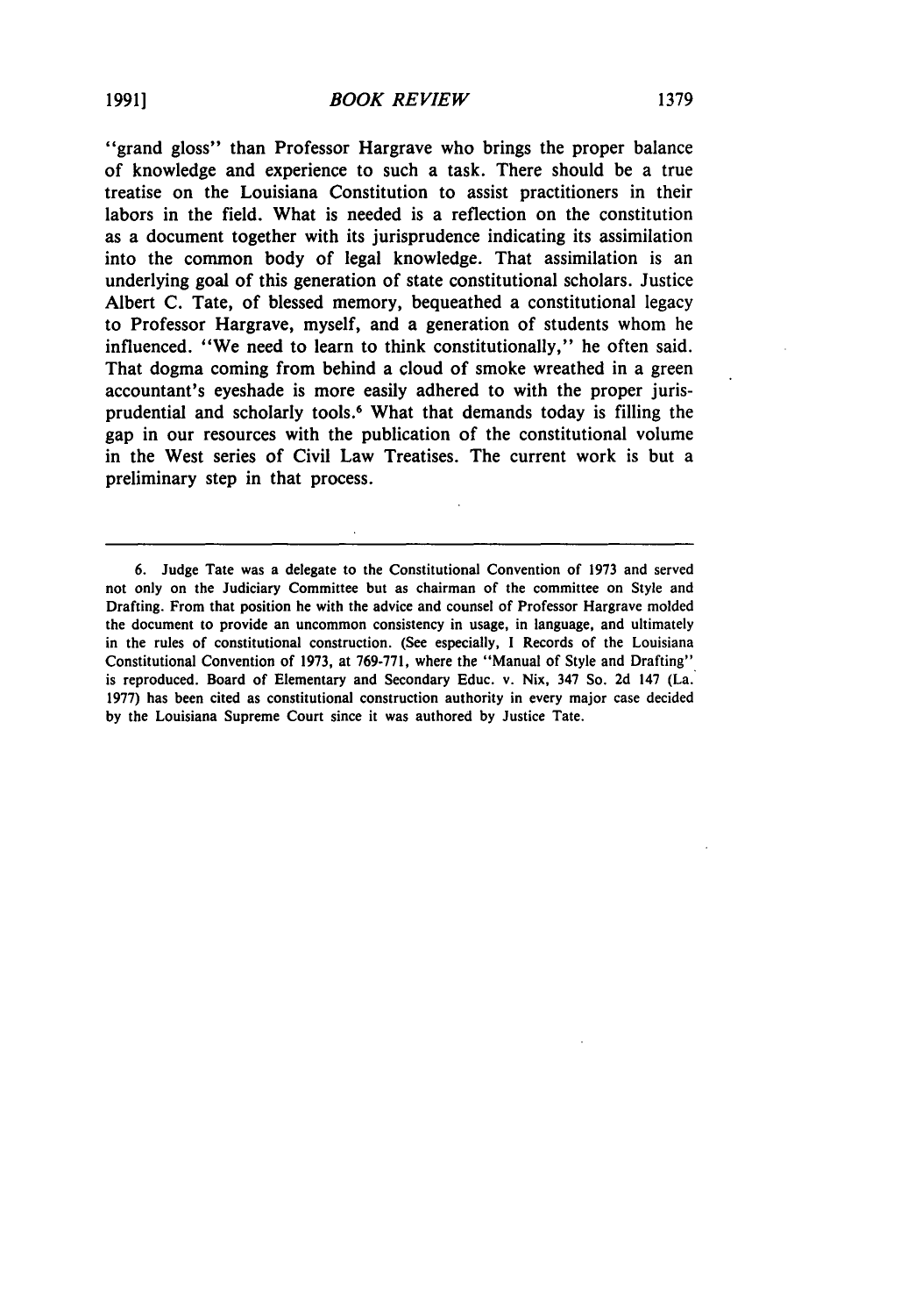"grand gloss" than Professor Hargrave who brings the proper balance of knowledge and experience to such a task. There should be a true treatise on the Louisiana Constitution to assist practitioners in their labors in the field. What is needed is a reflection on the constitution as a document together with its jurisprudence indicating its assimilation into the common body of legal knowledge. That assimilation is an underlying goal of this generation of state constitutional scholars. Justice Albert C. Tate, of blessed memory, bequeathed a constitutional legacy to Professor Hargrave, myself, and a generation of students whom he influenced. "We need to learn to think constitutionally," he often said. That dogma coming from behind a cloud of smoke wreathed in a green accountant's eyeshade is more easily adhered to with the proper jurisprudential and scholarly tools.[6] What that demands today is filling the gap in our resources with the publication of the constitutional volume in the West series of Civil Law Treatises. The current work is but a preliminary step in that process.

---

6. Judge Tate was a delegate to the Constitutional Convention of 1973 and served not only on the Judiciary Committee but as chairman of the committee on Style and Drafting. From that position he with the advice and counsel of Professor Hargrave molded the document to provide an uncommon consistency in usage, in language, and ultimately in the rules of constitutional construction. (See especially, I Records of the Louisiana Constitutional Convention of 1973, at 769-771, where the "Manual of Style and Drafting" is reproduced. Board of Elementary and Secondary Educ. v. Nix, 347 So. 2d 147 (La. 1977) has been cited as constitutional construction authority in every major case decided by the Louisiana Supreme Court since it was authored by Justice Tate.